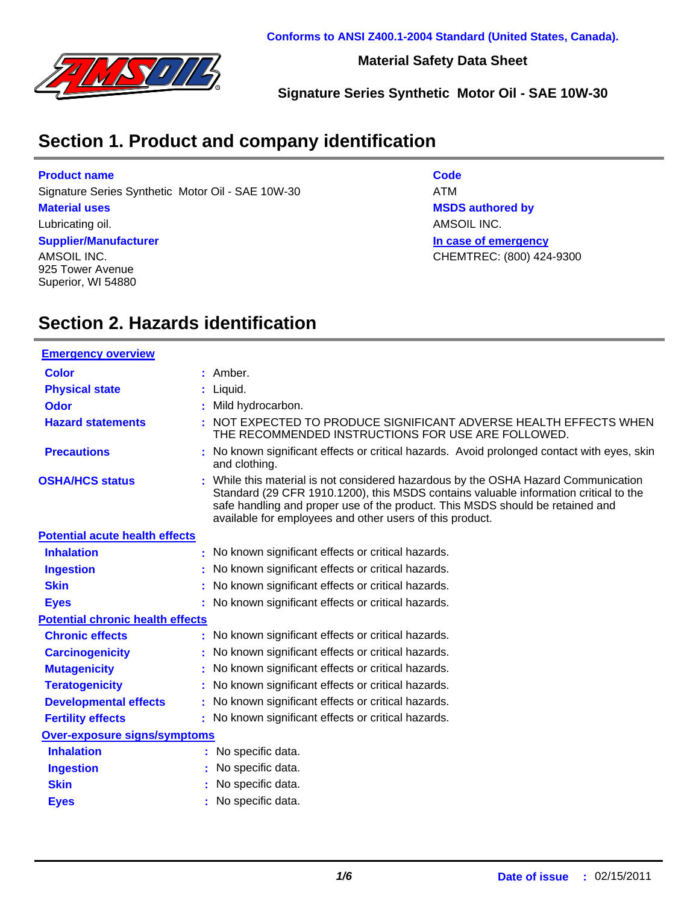Conforms to ANSI Z400.1-2004 Standard (United States, Canada).

**Material Safety Data Sheet**

**Signature Series Synthetic Motor Oil - SAE 10W-30**

## Section 1. Product and company identification

**Product name**
Signature Series Synthetic Motor Oil - SAE 10W-30

**Material uses**
Lubricating oil.

**Supplier/Manufacturer**
AMSOIL INC.
925 Tower Avenue
Superior, WI 54880

**Code**
ATM

**MSDS authored by**
AMSOIL INC.

**In case of emergency**
CHEMTREC: (800) 424-9300

## Section 2. Hazards identification

**Emergency overview**

| | |
|---|---|
| **Color** | : Amber. |
| **Physical state** | : Liquid. |
| **Odor** | : Mild hydrocarbon. |
| **Hazard statements** | : NOT EXPECTED TO PRODUCE SIGNIFICANT ADVERSE HEALTH EFFECTS WHEN THE RECOMMENDED INSTRUCTIONS FOR USE ARE FOLLOWED. |
| **Precautions** | : No known significant effects or critical hazards. Avoid prolonged contact with eyes, skin and clothing. |
| **OSHA/HCS status** | : While this material is not considered hazardous by the OSHA Hazard Communication Standard (29 CFR 1910.1200), this MSDS contains valuable information critical to the safe handling and proper use of the product. This MSDS should be retained and available for employees and other users of this product. |

**Potential acute health effects**

| | |
|---|---|
| **Inhalation** | : No known significant effects or critical hazards. |
| **Ingestion** | : No known significant effects or critical hazards. |
| **Skin** | : No known significant effects or critical hazards. |
| **Eyes** | : No known significant effects or critical hazards. |

**Potential chronic health effects**

| | |
|---|---|
| **Chronic effects** | : No known significant effects or critical hazards. |
| **Carcinogenicity** | : No known significant effects or critical hazards. |
| **Mutagenicity** | : No known significant effects or critical hazards. |
| **Teratogenicity** | : No known significant effects or critical hazards. |
| **Developmental effects** | : No known significant effects or critical hazards. |
| **Fertility effects** | : No known significant effects or critical hazards. |

**Over-exposure signs/symptoms**

| | |
|---|---|
| **Inhalation** | : No specific data. |
| **Ingestion** | : No specific data. |
| **Skin** | : No specific data. |
| **Eyes** | : No specific data. |

**Date of issue** : 02/15/2011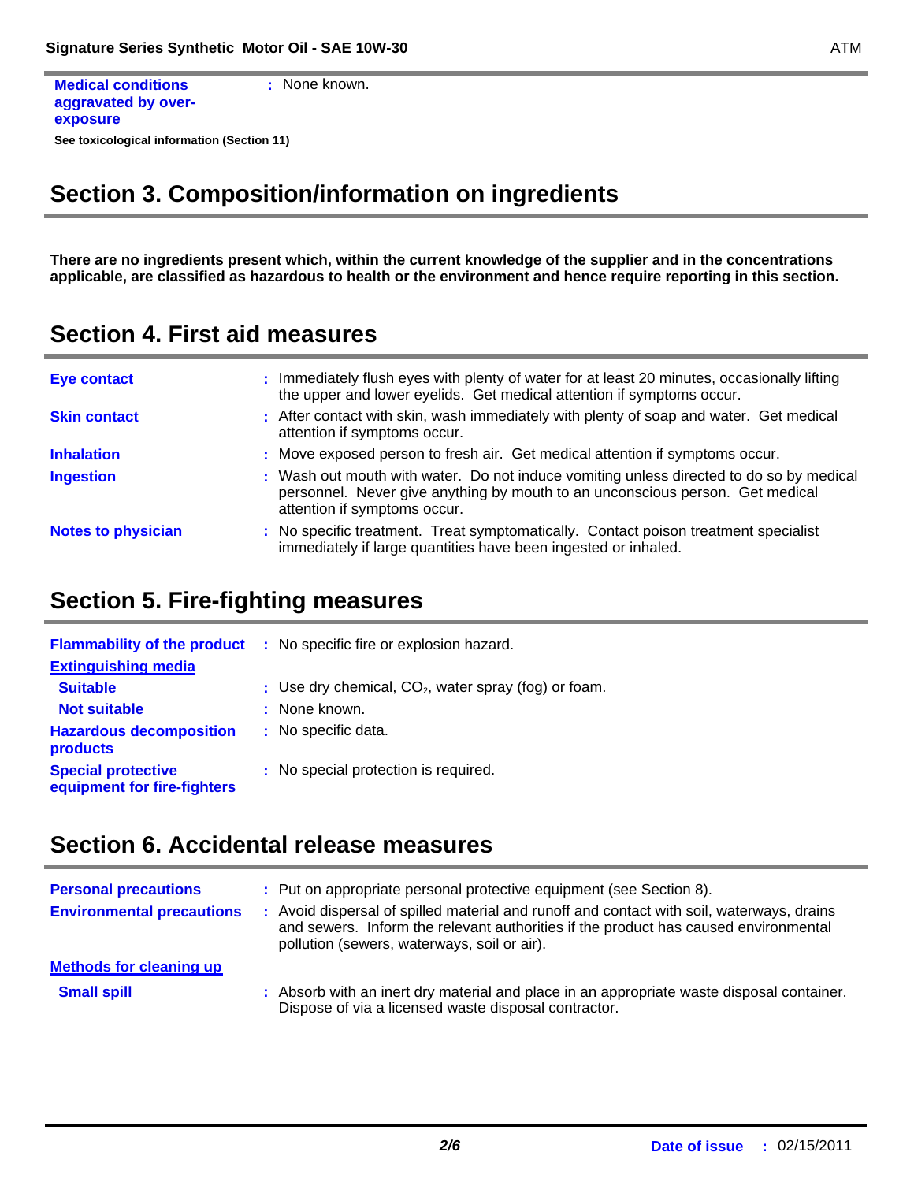**Medical conditions aggravated by over-exposure** : None known.

**See toxicological information (Section 11)**

## Section 3. Composition/information on ingredients

**There are no ingredients present which, within the current knowledge of the supplier and in the concentrations applicable, are classified as hazardous to health or the environment and hence require reporting in this section.**

## Section 4. First aid measures

**Eye contact** : Immediately flush eyes with plenty of water for at least 20 minutes, occasionally lifting the upper and lower eyelids. Get medical attention if symptoms occur.

**Skin contact** : After contact with skin, wash immediately with plenty of soap and water. Get medical attention if symptoms occur.

**Inhalation** : Move exposed person to fresh air. Get medical attention if symptoms occur.

**Ingestion** : Wash out mouth with water. Do not induce vomiting unless directed to do so by medical personnel. Never give anything by mouth to an unconscious person. Get medical attention if symptoms occur.

**Notes to physician** : No specific treatment. Treat symptomatically. Contact poison treatment specialist immediately if large quantities have been ingested or inhaled.

## Section 5. Fire-fighting measures

**Flammability of the product** : No specific fire or explosion hazard.

**Extinguishing media**

- **Suitable** : Use dry chemical, $CO_2$, water spray (fog) or foam.
- **Not suitable** : None known.

**Hazardous decomposition products** : No specific data.

**Special protective equipment for fire-fighters** : No special protection is required.

## Section 6. Accidental release measures

**Personal precautions** : Put on appropriate personal protective equipment (see Section 8).

**Environmental precautions** : Avoid dispersal of spilled material and runoff and contact with soil, waterways, drains and sewers. Inform the relevant authorities if the product has caused environmental pollution (sewers, waterways, soil or air).

**Methods for cleaning up**

- **Small spill** : Absorb with an inert dry material and place in an appropriate waste disposal container. Dispose of via a licensed waste disposal contractor.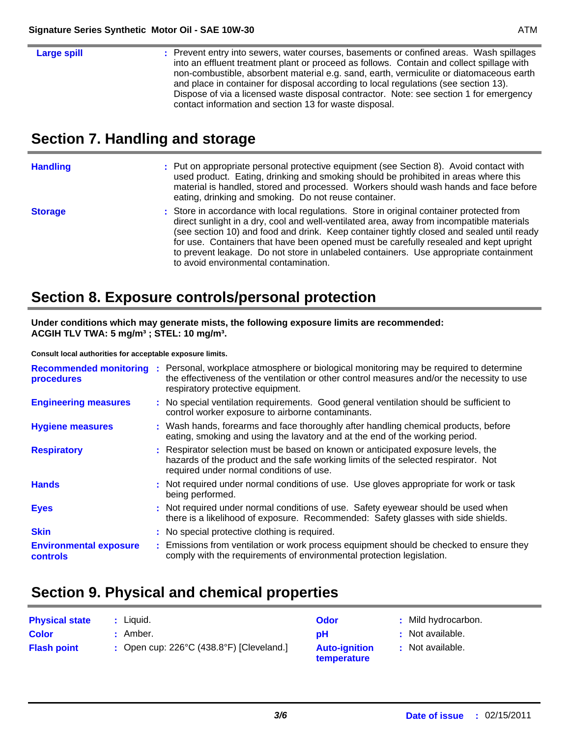| | |
|---|---|
| **Large spill** | Prevent entry into sewers, water courses, basements or confined areas. Wash spillages into an effluent treatment plant or proceed as follows. Contain and collect spillage with non-combustible, absorbent material e.g. sand, earth, vermiculite or diatomaceous earth and place in container for disposal according to local regulations (see section 13). Dispose of via a licensed waste disposal contractor. Note: see section 1 for emergency contact information and section 13 for waste disposal. |

## Section 7. Handling and storage

| | |
|---|---|
| **Handling** | Put on appropriate personal protective equipment (see Section 8). Avoid contact with used product. Eating, drinking and smoking should be prohibited in areas where this material is handled, stored and processed. Workers should wash hands and face before eating, drinking and smoking. Do not reuse container. |
| **Storage** | Store in accordance with local regulations. Store in original container protected from direct sunlight in a dry, cool and well-ventilated area, away from incompatible materials (see section 10) and food and drink. Keep container tightly closed and sealed until ready for use. Containers that have been opened must be carefully resealed and kept upright to prevent leakage. Do not store in unlabeled containers. Use appropriate containment to avoid environmental contamination. |

## Section 8. Exposure controls/personal protection

**Under conditions which may generate mists, the following exposure limits are recommended:**
**ACGIH TLV TWA: 5 mg/m³ ; STEL: 10 mg/m³.**

**Consult local authorities for acceptable exposure limits.**

| | |
|---|---|
| **Recommended monitoring procedures** | Personal, workplace atmosphere or biological monitoring may be required to determine the effectiveness of the ventilation or other control measures and/or the necessity to use respiratory protective equipment. |
| **Engineering measures** | No special ventilation requirements. Good general ventilation should be sufficient to control worker exposure to airborne contaminants. |
| **Hygiene measures** | Wash hands, forearms and face thoroughly after handling chemical products, before eating, smoking and using the lavatory and at the end of the working period. |
| **Respiratory** | Respirator selection must be based on known or anticipated exposure levels, the hazards of the product and the safe working limits of the selected respirator. Not required under normal conditions of use. |
| **Hands** | Not required under normal conditions of use. Use gloves appropriate for work or task being performed. |
| **Eyes** | Not required under normal conditions of use. Safety eyewear should be used when there is a likelihood of exposure. Recommended: Safety glasses with side shields. |
| **Skin** | No special protective clothing is required. |
| **Environmental exposure controls** | Emissions from ventilation or work process equipment should be checked to ensure they comply with the requirements of environmental protection legislation. |

## Section 9. Physical and chemical properties

| | | | |
|---|---|---|---|
| **Physical state** | Liquid. | **Odor** | Mild hydrocarbon. |
| **Color** | Amber. | **pH** | Not available. |
| **Flash point** | Open cup: 226°C (438.8°F) [Cleveland.] | **Auto-ignition temperature** | Not available. |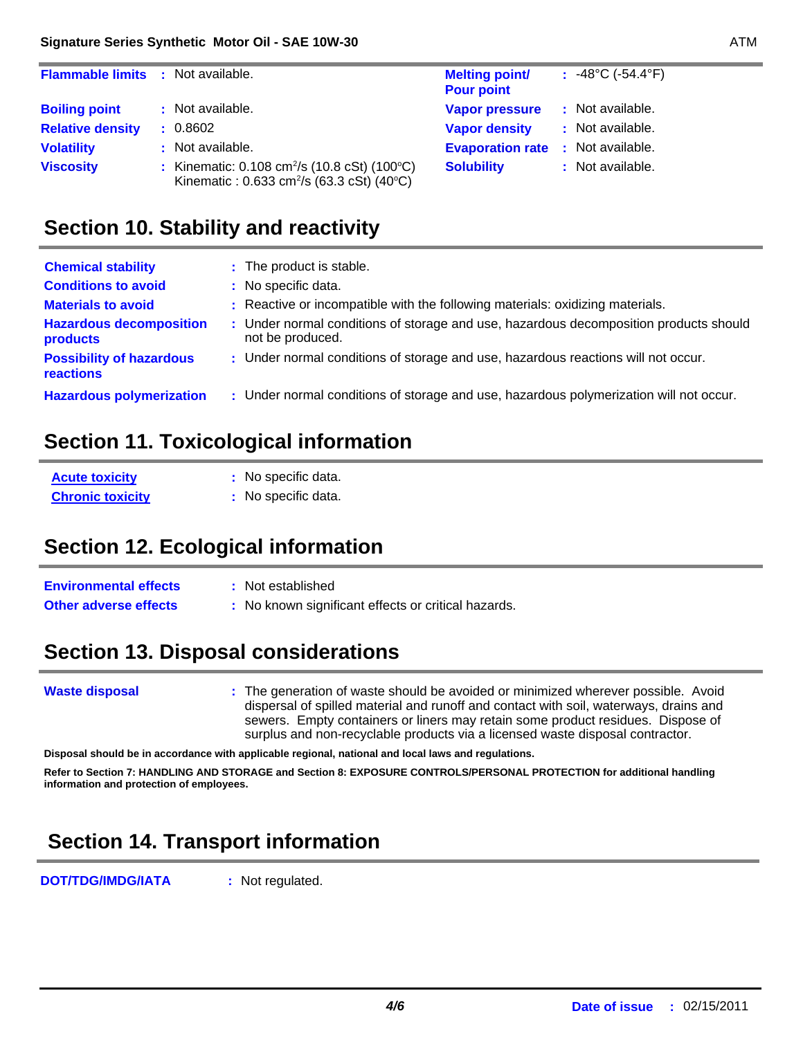| | | | |
|---|---|---|---|
| **Flammable limits** | : Not available. | **Melting point/ Pour point** | : -48°C (-54.4°F) |
| **Boiling point** | : Not available. | **Vapor pressure** | : Not available. |
| **Relative density** | : 0.8602 | **Vapor density** | : Not available. |
| **Volatility** | : Not available. | **Evaporation rate** | : Not available. |
| **Viscosity** | : Kinematic: 0.108 $cm^2/s$ (10.8 cSt) (100°C) Kinematic : 0.633 $cm^2/s$ (63.3 cSt) (40°C) | **Solubility** | : Not available. |

## Section 10. Stability and reactivity

| | |
|---|---|
| **Chemical stability** | : The product is stable. |
| **Conditions to avoid** | : No specific data. |
| **Materials to avoid** | : Reactive or incompatible with the following materials: oxidizing materials. |
| **Hazardous decomposition products** | : Under normal conditions of storage and use, hazardous decomposition products should not be produced. |
| **Possibility of hazardous reactions** | : Under normal conditions of storage and use, hazardous reactions will not occur. |
| **Hazardous polymerization** | : Under normal conditions of storage and use, hazardous polymerization will not occur. |

## Section 11. Toxicological information

| | |
|---|---|
| **Acute toxicity** | : No specific data. |
| **Chronic toxicity** | : No specific data. |

## Section 12. Ecological information

| | |
|---|---|
| **Environmental effects** | : Not established |
| **Other adverse effects** | : No known significant effects or critical hazards. |

## Section 13. Disposal considerations

| | |
|---|---|
| **Waste disposal** | : The generation of waste should be avoided or minimized wherever possible. Avoid dispersal of spilled material and runoff and contact with soil, waterways, drains and sewers. Empty containers or liners may retain some product residues. Dispose of surplus and non-recyclable products via a licensed waste disposal contractor. |

**Disposal should be in accordance with applicable regional, national and local laws and regulations.**

**Refer to Section 7: HANDLING AND STORAGE and Section 8: EXPOSURE CONTROLS/PERSONAL PROTECTION for additional handling information and protection of employees.**

## Section 14. Transport information

| | |
|---|---|
| **DOT/TDG/IMDG/IATA** | : Not regulated. |

**Date of issue** : 02/15/2011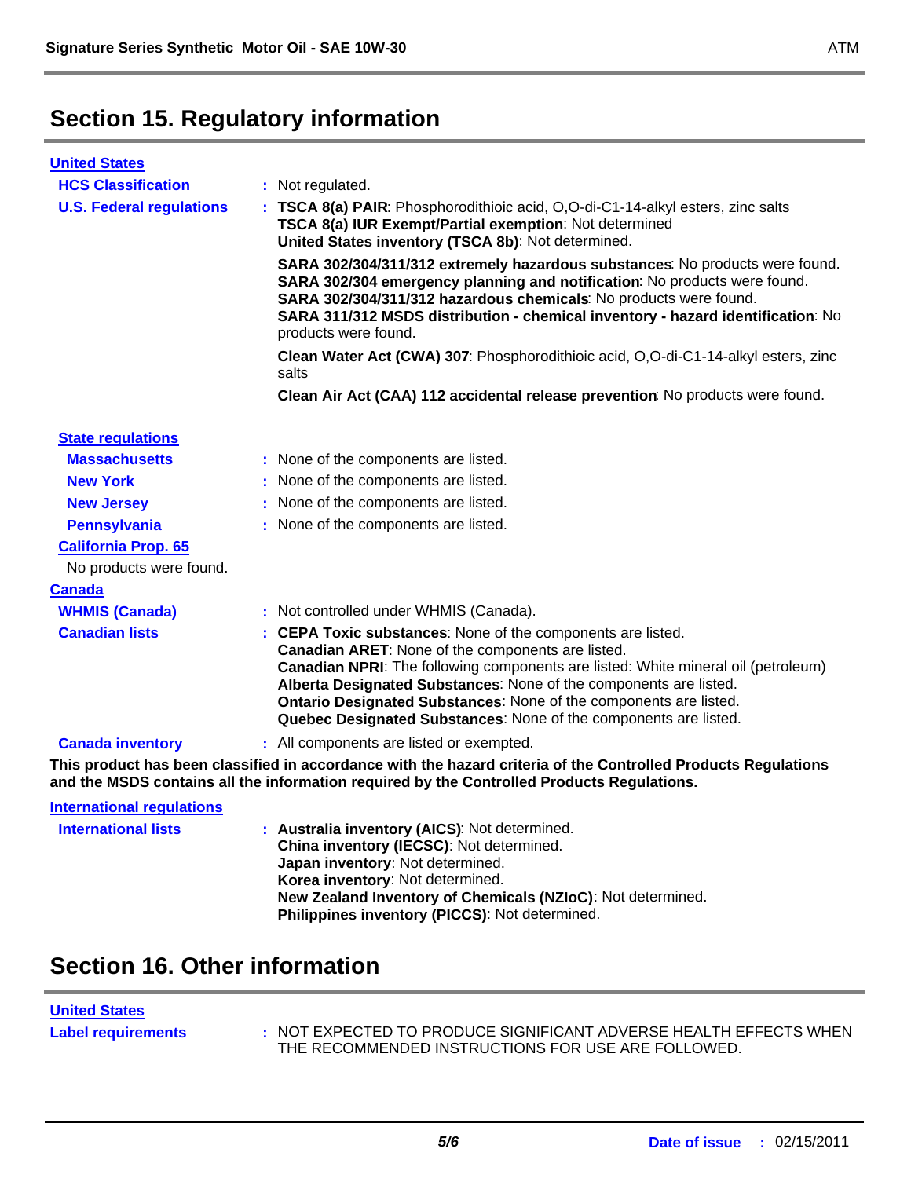## Section 15. Regulatory information

### United States

**HCS Classification** : Not regulated.

**U.S. Federal regulations** : **TSCA 8(a) PAIR**: Phosphorodithioic acid, O,O-di-C1-14-alkyl esters, zinc salts
**TSCA 8(a) IUR Exempt/Partial exemption**: Not determined
**United States inventory (TSCA 8b)**: Not determined.

**SARA 302/304/311/312 extremely hazardous substances**: No products were found.
**SARA 302/304 emergency planning and notification**: No products were found.
**SARA 302/304/311/312 hazardous chemicals**: No products were found.
**SARA 311/312 MSDS distribution - chemical inventory - hazard identification**: No products were found.

**Clean Water Act (CWA) 307**: Phosphorodithioic acid, O,O-di-C1-14-alkyl esters, zinc salts

**Clean Air Act (CAA) 112 accidental release prevention**: No products were found.

#### State regulations

**Massachusetts** : None of the components are listed.

**New York** : None of the components are listed.

**New Jersey** : None of the components are listed.

**Pennsylvania** : None of the components are listed.

#### California Prop. 65

No products were found.

### Canada

**WHMIS (Canada)** : Not controlled under WHMIS (Canada).

**Canadian lists** : **CEPA Toxic substances**: None of the components are listed.
**Canadian ARET**: None of the components are listed.
**Canadian NPRI**: The following components are listed: White mineral oil (petroleum)
**Alberta Designated Substances**: None of the components are listed.
**Ontario Designated Substances**: None of the components are listed.
**Quebec Designated Substances**: None of the components are listed.

**Canada inventory** : All components are listed or exempted.

**This product has been classified in accordance with the hazard criteria of the Controlled Products Regulations and the MSDS contains all the information required by the Controlled Products Regulations.**

### International regulations

**International lists** : **Australia inventory (AICS)**: Not determined.
**China inventory (IECSC)**: Not determined.
**Japan inventory**: Not determined.
**Korea inventory**: Not determined.
**New Zealand Inventory of Chemicals (NZIoC)**: Not determined.
**Philippines inventory (PICCS)**: Not determined.

## Section 16. Other information

### United States

**Label requirements** : NOT EXPECTED TO PRODUCE SIGNIFICANT ADVERSE HEALTH EFFECTS WHEN THE RECOMMENDED INSTRUCTIONS FOR USE ARE FOLLOWED.

**Date of issue** : 02/15/2011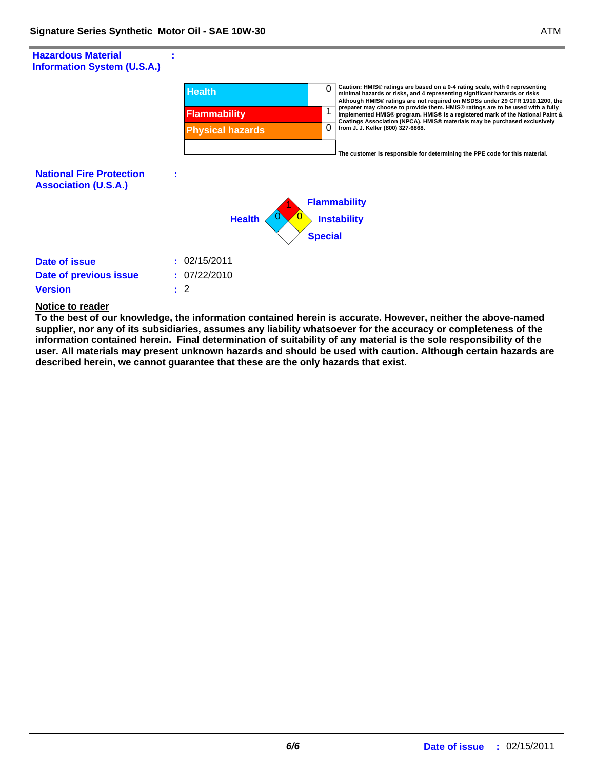**Hazardous Material Information System (U.S.A.)** :

| | |
|---|---|
| Health | 0 |
| Flammability | 1 |
| Physical hazards | 0 |
| | |

Caution: HMIS® ratings are based on a 0-4 rating scale, with 0 representing minimal hazards or risks, and 4 representing significant hazards or risks Although HMIS® ratings are not required on MSDSs under 29 CFR 1910.1200, the preparer may choose to provide them. HMIS® ratings are to be used with a fully implemented HMIS® program. HMIS® is a registered mark of the National Paint & Coatings Association (NPCA). HMIS® materials may be purchased exclusively from J. J. Keller (800) 327-6868.

The customer is responsible for determining the PPE code for this material.

**National Fire Protection Association (U.S.A.)** :

Flammability
1
Health
0
Instability
0
Special

**Date of issue** : 02/15/2011

**Date of previous issue** : 07/22/2010

**Version** : 2

**Notice to reader**

**To the best of our knowledge, the information contained herein is accurate. However, neither the above-named supplier, nor any of its subsidiaries, assumes any liability whatsoever for the accuracy or completeness of the information contained herein. Final determination of suitability of any material is the sole responsibility of the user. All materials may present unknown hazards and should be used with caution. Although certain hazards are described herein, we cannot guarantee that these are the only hazards that exist.**